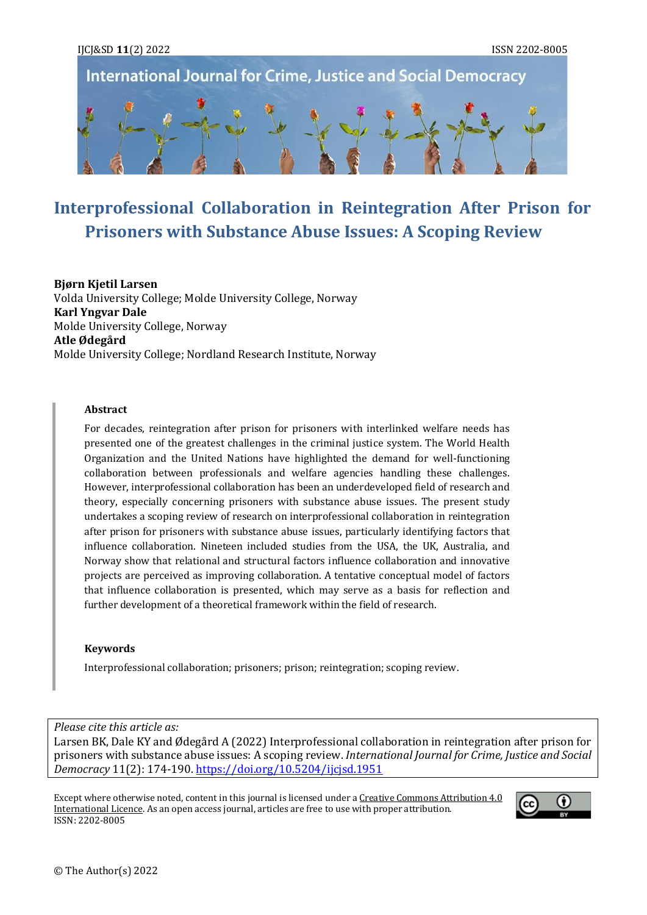# Interprofessional Collaboration in Reintegration After Prison for Prisoners with Substance Abuse Issues: A Scoping Review

**Bjørn Kjetil Larsen**
Volda University College; Molde University College, Norway
**Karl Yngvar Dale**
Molde University College, Norway
**Atle Ødegård**
Molde University College; Nordland Research Institute, Norway

## Abstract

For decades, reintegration after prison for prisoners with interlinked welfare needs has presented one of the greatest challenges in the criminal justice system. The World Health Organization and the United Nations have highlighted the demand for well-functioning collaboration between professionals and welfare agencies handling these challenges. However, interprofessional collaboration has been an underdeveloped field of research and theory, especially concerning prisoners with substance abuse issues. The present study undertakes a scoping review of research on interprofessional collaboration in reintegration after prison for prisoners with substance abuse issues, particularly identifying factors that influence collaboration. Nineteen included studies from the USA, the UK, Australia, and Norway show that relational and structural factors influence collaboration and innovative projects are perceived as improving collaboration. A tentative conceptual model of factors that influence collaboration is presented, which may serve as a basis for reflection and further development of a theoretical framework within the field of research.

## Keywords

Interprofessional collaboration; prisoners; prison; reintegration; scoping review.

*Please cite this article as:*
Larsen BK, Dale KY and Ødegård A (2022) Interprofessional collaboration in reintegration after prison for prisoners with substance abuse issues: A scoping review. *International Journal for Crime, Justice and Social Democracy* 11(2): 174-190. https://doi.org/10.5204/ijcjsd.1951

Except where otherwise noted, content in this journal is licensed under a Creative Commons Attribution 4.0 International Licence. As an open access journal, articles are free to use with proper attribution.
ISSN: 2202-8005

© The Author(s) 2022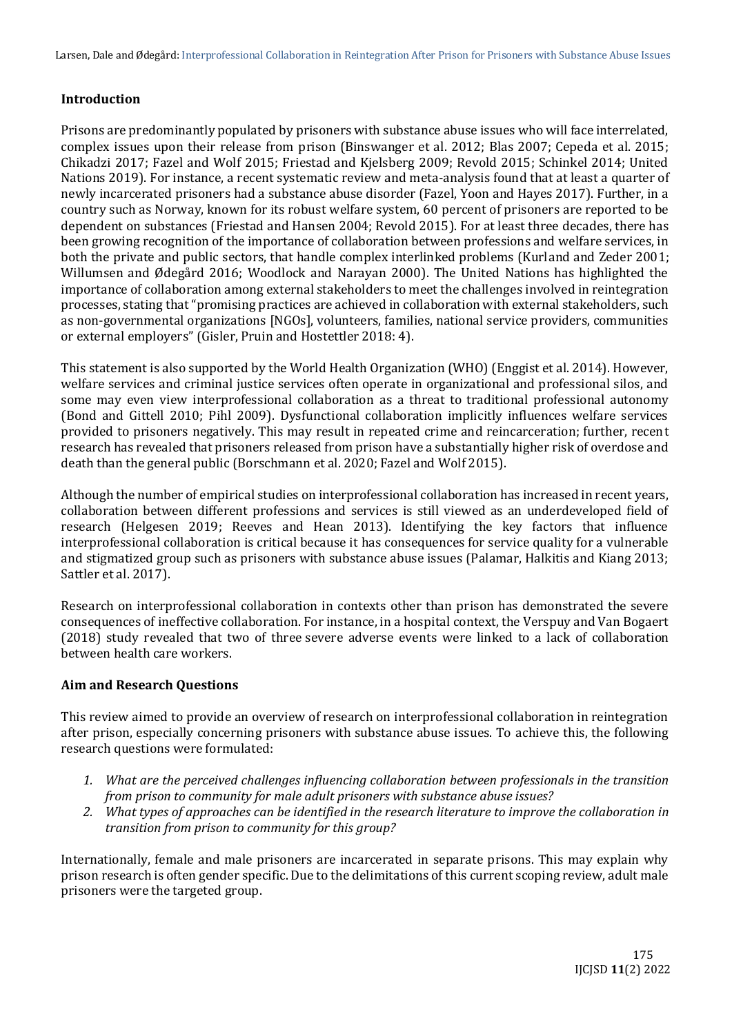## Introduction

Prisons are predominantly populated by prisoners with substance abuse issues who will face interrelated, complex issues upon their release from prison (Binswanger et al. 2012; Blas 2007; Cepeda et al. 2015; Chikadzi 2017; Fazel and Wolf 2015; Friestad and Kjelsberg 2009; Revold 2015; Schinkel 2014; United Nations 2019). For instance, a recent systematic review and meta-analysis found that at least a quarter of newly incarcerated prisoners had a substance abuse disorder (Fazel, Yoon and Hayes 2017). Further, in a country such as Norway, known for its robust welfare system, 60 percent of prisoners are reported to be dependent on substances (Friestad and Hansen 2004; Revold 2015). For at least three decades, there has been growing recognition of the importance of collaboration between professions and welfare services, in both the private and public sectors, that handle complex interlinked problems (Kurland and Zeder 2001; Willumsen and Ødegård 2016; Woodlock and Narayan 2000). The United Nations has highlighted the importance of collaboration among external stakeholders to meet the challenges involved in reintegration processes, stating that "promising practices are achieved in collaboration with external stakeholders, such as non-governmental organizations [NGOs], volunteers, families, national service providers, communities or external employers" (Gisler, Pruin and Hostettler 2018: 4).

This statement is also supported by the World Health Organization (WHO) (Enggist et al. 2014). However, welfare services and criminal justice services often operate in organizational and professional silos, and some may even view interprofessional collaboration as a threat to traditional professional autonomy (Bond and Gittell 2010; Pihl 2009). Dysfunctional collaboration implicitly influences welfare services provided to prisoners negatively. This may result in repeated crime and reincarceration; further, recent research has revealed that prisoners released from prison have a substantially higher risk of overdose and death than the general public (Borschmann et al. 2020; Fazel and Wolf 2015).

Although the number of empirical studies on interprofessional collaboration has increased in recent years, collaboration between different professions and services is still viewed as an underdeveloped field of research (Helgesen 2019; Reeves and Hean 2013). Identifying the key factors that influence interprofessional collaboration is critical because it has consequences for service quality for a vulnerable and stigmatized group such as prisoners with substance abuse issues (Palamar, Halkitis and Kiang 2013; Sattler et al. 2017).

Research on interprofessional collaboration in contexts other than prison has demonstrated the severe consequences of ineffective collaboration. For instance, in a hospital context, the Verspuy and Van Bogaert (2018) study revealed that two of three severe adverse events were linked to a lack of collaboration between health care workers.

## Aim and Research Questions

This review aimed to provide an overview of research on interprofessional collaboration in reintegration after prison, especially concerning prisoners with substance abuse issues. To achieve this, the following research questions were formulated:

1. *What are the perceived challenges influencing collaboration between professionals in the transition from prison to community for male adult prisoners with substance abuse issues?*
2. *What types of approaches can be identified in the research literature to improve the collaboration in transition from prison to community for this group?*

Internationally, female and male prisoners are incarcerated in separate prisons. This may explain why prison research is often gender specific. Due to the delimitations of this current scoping review, adult male prisoners were the targeted group.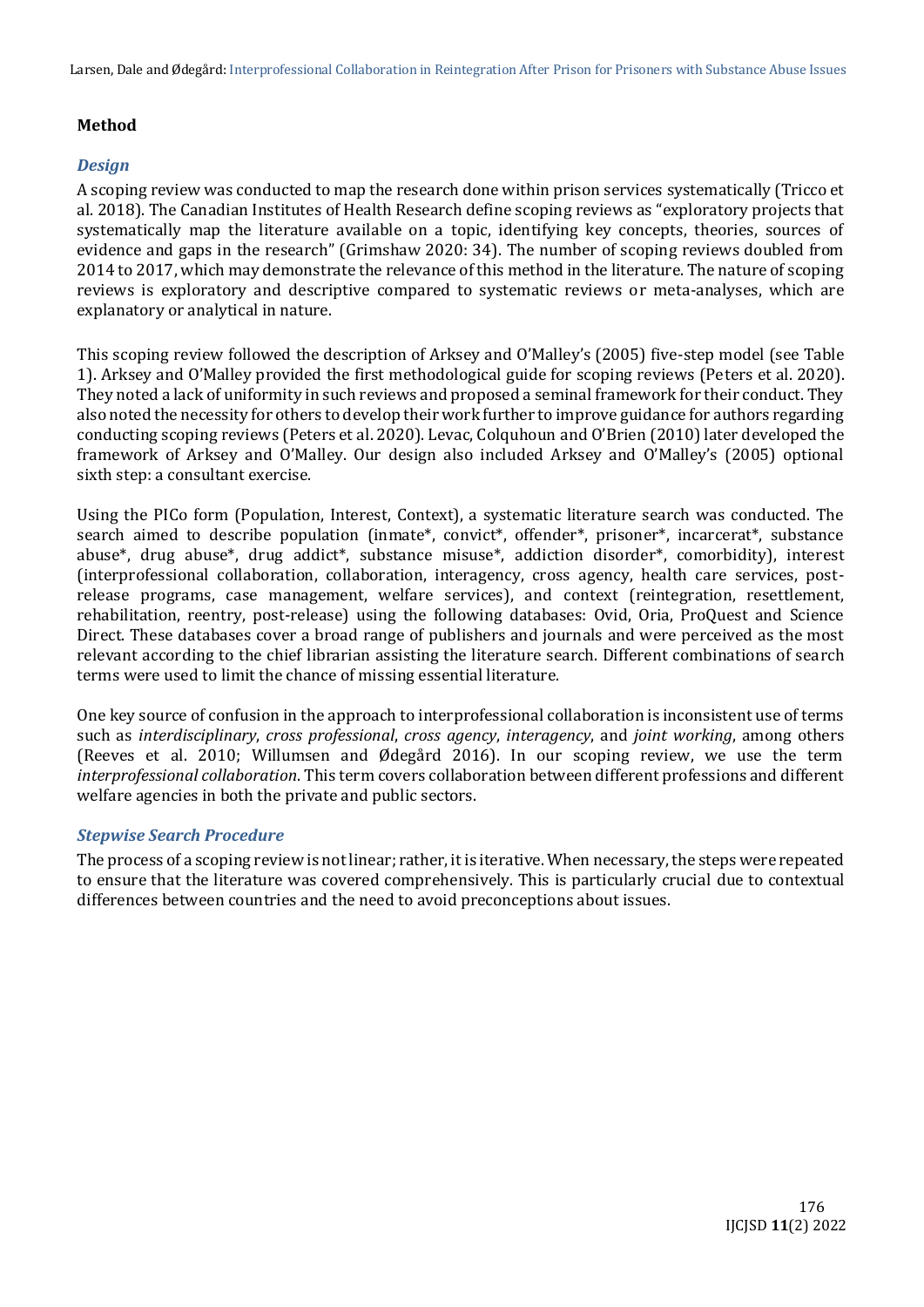## Method

### *Design*

A scoping review was conducted to map the research done within prison services systematically (Tricco et al. 2018). The Canadian Institutes of Health Research define scoping reviews as "exploratory projects that systematically map the literature available on a topic, identifying key concepts, theories, sources of evidence and gaps in the research" (Grimshaw 2020: 34). The number of scoping reviews doubled from 2014 to 2017, which may demonstrate the relevance of this method in the literature. The nature of scoping reviews is exploratory and descriptive compared to systematic reviews or meta-analyses, which are explanatory or analytical in nature.

This scoping review followed the description of Arksey and O'Malley's (2005) five-step model (see Table 1). Arksey and O'Malley provided the first methodological guide for scoping reviews (Peters et al. 2020). They noted a lack of uniformity in such reviews and proposed a seminal framework for their conduct. They also noted the necessity for others to develop their work further to improve guidance for authors regarding conducting scoping reviews (Peters et al. 2020). Levac, Colquhoun and O'Brien (2010) later developed the framework of Arksey and O'Malley. Our design also included Arksey and O'Malley's (2005) optional sixth step: a consultant exercise.

Using the PICo form (Population, Interest, Context), a systematic literature search was conducted. The search aimed to describe population (inmate*, convict*, offender*, prisoner*, incarcerat*, substance abuse*, drug abuse*, drug addict*, substance misuse*, addiction disorder*, comorbidity), interest (interprofessional collaboration, collaboration, interagency, cross agency, health care services, post-release programs, case management, welfare services), and context (reintegration, resettlement, rehabilitation, reentry, post-release) using the following databases: Ovid, Oria, ProQuest and Science Direct. These databases cover a broad range of publishers and journals and were perceived as the most relevant according to the chief librarian assisting the literature search. Different combinations of search terms were used to limit the chance of missing essential literature.

One key source of confusion in the approach to interprofessional collaboration is inconsistent use of terms such as *interdisciplinary*, *cross professional*, *cross agency*, *interagency*, and *joint working*, among others (Reeves et al. 2010; Willumsen and Ødegård 2016). In our scoping review, we use the term *interprofessional collaboration*. This term covers collaboration between different professions and different welfare agencies in both the private and public sectors.

### *Stepwise Search Procedure*

The process of a scoping review is not linear; rather, it is iterative. When necessary, the steps were repeated to ensure that the literature was covered comprehensively. This is particularly crucial due to contextual differences between countries and the need to avoid preconceptions about issues.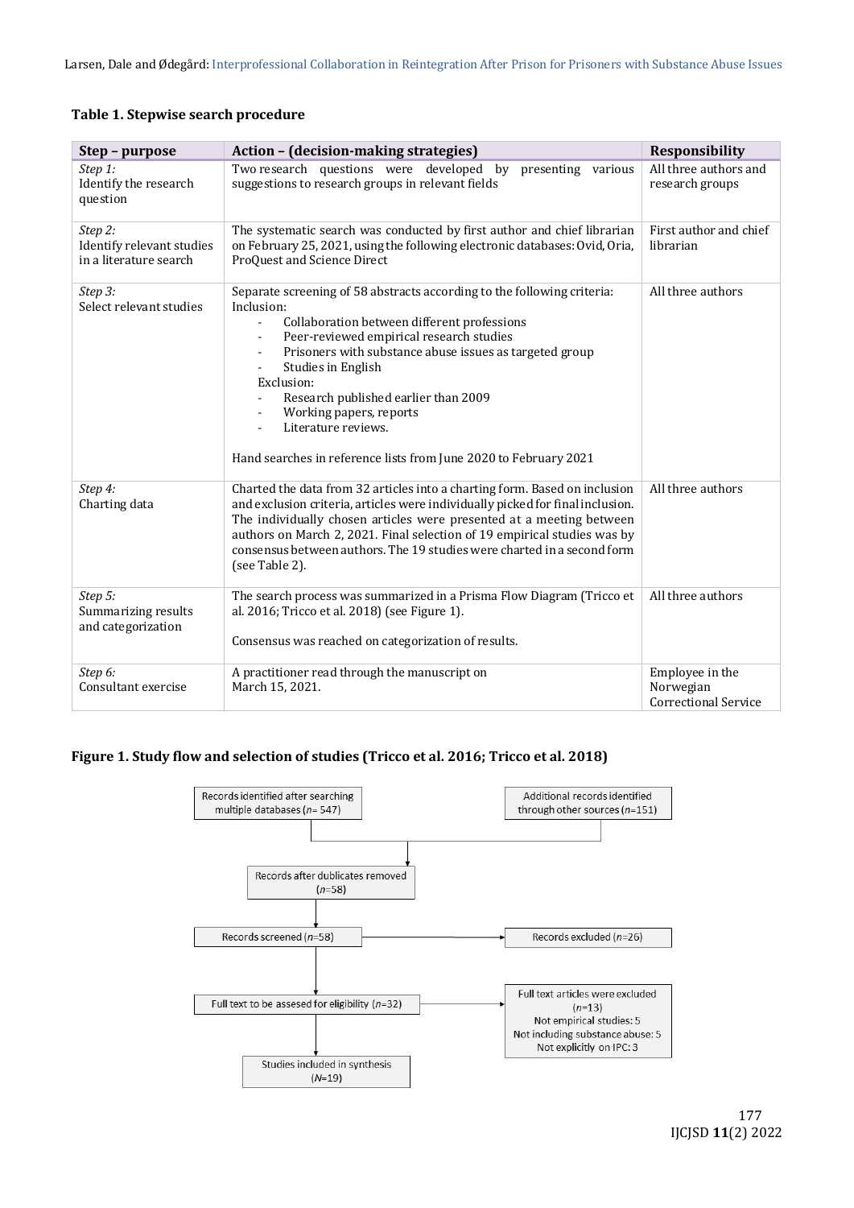**Table 1. Stepwise search procedure**

| Step – purpose | Action – (decision-making strategies) | Responsibility |
|---|---|---|
| *Step 1:* Identify the research question | Two research questions were developed by presenting various suggestions to research groups in relevant fields | All three authors and research groups |
| *Step 2:* Identify relevant studies in a literature search | The systematic search was conducted by first author and chief librarian on February 25, 2021, using the following electronic databases: Ovid, Oria, ProQuest and Science Direct | First author and chief librarian |
| *Step 3:* Select relevant studies | Separate screening of 58 abstracts according to the following criteria: Inclusion: - Collaboration between different professions - Peer-reviewed empirical research studies - Prisoners with substance abuse issues as targeted group - Studies in English Exclusion: - Research published earlier than 2009 - Working papers, reports - Literature reviews. Hand searches in reference lists from June 2020 to February 2021 | All three authors |
| *Step 4:* Charting data | Charted the data from 32 articles into a charting form. Based on inclusion and exclusion criteria, articles were individually picked for final inclusion. The individually chosen articles were presented at a meeting between authors on March 2, 2021. Final selection of 19 empirical studies was by consensus between authors. The 19 studies were charted in a second form (see Table 2). | All three authors |
| *Step 5:* Summarizing results and categorization | The search process was summarized in a Prisma Flow Diagram (Tricco et al. 2016; Tricco et al. 2018) (see Figure 1). Consensus was reached on categorization of results. | All three authors |
| *Step 6:* Consultant exercise | A practitioner read through the manuscript on March 15, 2021. | Employee in the Norwegian Correctional Service |

**Figure 1. Study flow and selection of studies (Tricco et al. 2016; Tricco et al. 2018)**

- Records identified after searching multiple databases (*n*= 547)
- Additional records identified through other sources (*n*=151)
- Records after dublicates removed (*n*=58)
- Records screened (*n*=58)
- Records excluded (*n*=26)
- Full text to be assesed for eligibility (*n*=32)
- Full text articles were excluded (*n*=13): Not empirical studies: 5; Not including substance abuse: 5; Not explicitly on IPC: 3
- Studies included in synthesis (*N*=19)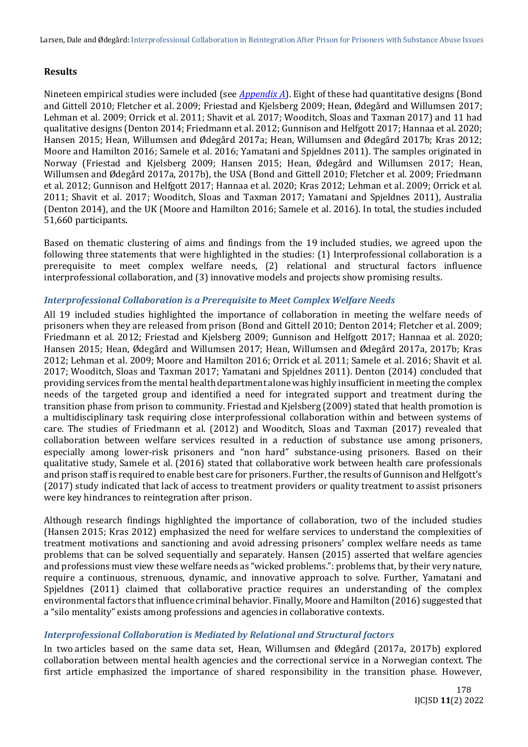## Results

Nineteen empirical studies were included (see *Appendix A*). Eight of these had quantitative designs (Bond and Gittell 2010; Fletcher et al. 2009; Friestad and Kjelsberg 2009; Hean, Ødegård and Willumsen 2017; Lehman et al. 2009; Orrick et al. 2011; Shavit et al. 2017; Wooditch, Sloas and Taxman 2017) and 11 had qualitative designs (Denton 2014; Friedmann et al. 2012; Gunnison and Helfgott 2017; Hannaa et al. 2020; Hansen 2015; Hean, Willumsen and Ødegård 2017a; Hean, Willumsen and Ødegård 2017b; Kras 2012; Moore and Hamilton 2016; Samele et al. 2016; Yamatani and Spjeldnes 2011). The samples originated in Norway (Friestad and Kjelsberg 2009; Hansen 2015; Hean, Ødegård and Willumsen 2017; Hean, Willumsen and Ødegård 2017a, 2017b), the USA (Bond and Gittell 2010; Fletcher et al. 2009; Friedmann et al. 2012; Gunnison and Helfgott 2017; Hannaa et al. 2020; Kras 2012; Lehman et al. 2009; Orrick et al. 2011; Shavit et al. 2017; Wooditch, Sloas and Taxman 2017; Yamatani and Spjeldnes 2011), Australia (Denton 2014), and the UK (Moore and Hamilton 2016; Samele et al. 2016). In total, the studies included 51,660 participants.

Based on thematic clustering of aims and findings from the 19 included studies, we agreed upon the following three statements that were highlighted in the studies: (1) Interprofessional collaboration is a prerequisite to meet complex welfare needs, (2) relational and structural factors influence interprofessional collaboration, and (3) innovative models and projects show promising results.

### *Interprofessional Collaboration is a Prerequisite to Meet Complex Welfare Needs*

All 19 included studies highlighted the importance of collaboration in meeting the welfare needs of prisoners when they are released from prison (Bond and Gittell 2010; Denton 2014; Fletcher et al. 2009; Friedmann et al. 2012; Friestad and Kjelsberg 2009; Gunnison and Helfgott 2017; Hannaa et al. 2020; Hansen 2015; Hean, Ødegård and Willumsen 2017; Hean, Willumsen and Ødegård 2017a, 2017b; Kras 2012; Lehman et al. 2009; Moore and Hamilton 2016; Orrick et al. 2011; Samele et al. 2016; Shavit et al. 2017; Wooditch, Sloas and Taxman 2017; Yamatani and Spjeldnes 2011). Denton (2014) concluded that providing services from the mental health department alone was highly insufficient in meeting the complex needs of the targeted group and identified a need for integrated support and treatment during the transition phase from prison to community. Friestad and Kjelsberg (2009) stated that health promotion is a multidisciplinary task requiring close interprofessional collaboration within and between systems of care. The studies of Friedmann et al. (2012) and Wooditch, Sloas and Taxman (2017) revealed that collaboration between welfare services resulted in a reduction of substance use among prisoners, especially among lower-risk prisoners and "non hard" substance-using prisoners. Based on their qualitative study, Samele et al. (2016) stated that collaborative work between health care professionals and prison staff is required to enable best care for prisoners. Further, the results of Gunnison and Helfgott's (2017) study indicated that lack of access to treatment providers or quality treatment to assist prisoners were key hindrances to reintegration after prison.

Although research findings highlighted the importance of collaboration, two of the included studies (Hansen 2015; Kras 2012) emphasized the need for welfare services to understand the complexities of treatment motivations and sanctioning and avoid adressing prisoners' complex welfare needs as tame problems that can be solved sequentially and separately. Hansen (2015) asserted that welfare agencies and professions must view these welfare needs as "wicked problems.": problems that, by their very nature, require a continuous, strenuous, dynamic, and innovative approach to solve. Further, Yamatani and Spjeldnes (2011) claimed that collaborative practice requires an understanding of the complex environmental factors that influence criminal behavior. Finally, Moore and Hamilton (2016) suggested that a "silo mentality" exists among professions and agencies in collaborative contexts.

### *Interprofessional Collaboration is Mediated by Relational and Structural factors*

In two articles based on the same data set, Hean, Willumsen and Ødegård (2017a, 2017b) explored collaboration between mental health agencies and the correctional service in a Norwegian context. The first article emphasized the importance of shared responsibility in the transition phase. However,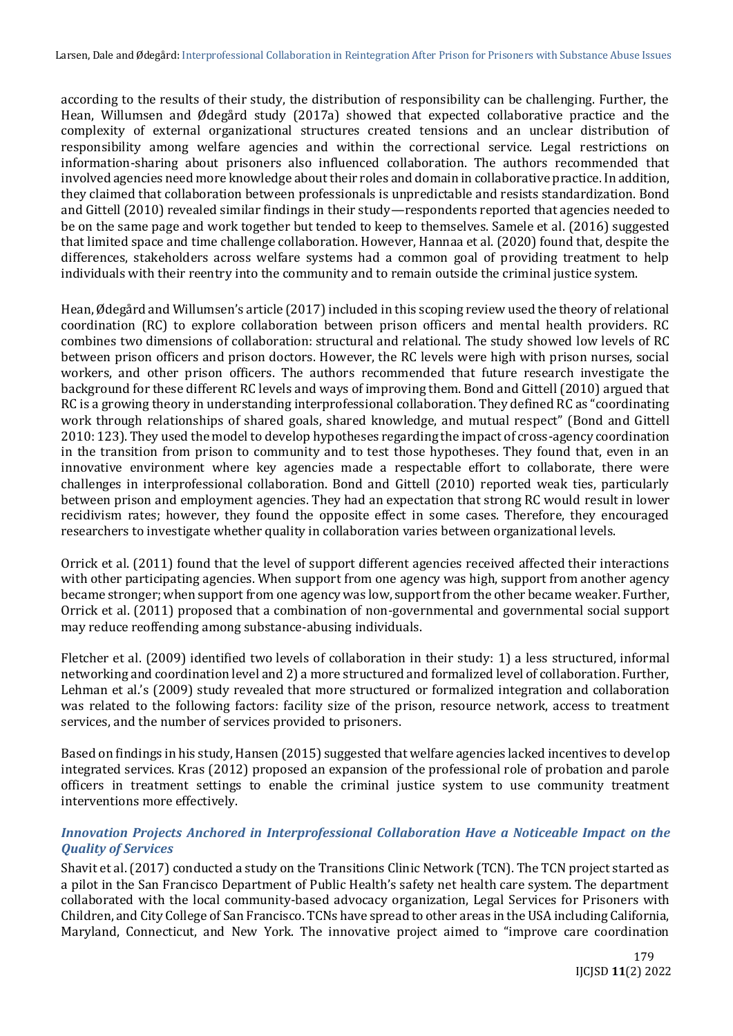according to the results of their study, the distribution of responsibility can be challenging. Further, the Hean, Willumsen and Ødegård study (2017a) showed that expected collaborative practice and the complexity of external organizational structures created tensions and an unclear distribution of responsibility among welfare agencies and within the correctional service. Legal restrictions on information-sharing about prisoners also influenced collaboration. The authors recommended that involved agencies need more knowledge about their roles and domain in collaborative practice. In addition, they claimed that collaboration between professionals is unpredictable and resists standardization. Bond and Gittell (2010) revealed similar findings in their study—respondents reported that agencies needed to be on the same page and work together but tended to keep to themselves. Samele et al. (2016) suggested that limited space and time challenge collaboration. However, Hannaa et al. (2020) found that, despite the differences, stakeholders across welfare systems had a common goal of providing treatment to help individuals with their reentry into the community and to remain outside the criminal justice system.

Hean, Ødegård and Willumsen's article (2017) included in this scoping review used the theory of relational coordination (RC) to explore collaboration between prison officers and mental health providers. RC combines two dimensions of collaboration: structural and relational. The study showed low levels of RC between prison officers and prison doctors. However, the RC levels were high with prison nurses, social workers, and other prison officers. The authors recommended that future research investigate the background for these different RC levels and ways of improving them. Bond and Gittell (2010) argued that RC is a growing theory in understanding interprofessional collaboration. They defined RC as "coordinating work through relationships of shared goals, shared knowledge, and mutual respect" (Bond and Gittell 2010: 123). They used the model to develop hypotheses regarding the impact of cross-agency coordination in the transition from prison to community and to test those hypotheses. They found that, even in an innovative environment where key agencies made a respectable effort to collaborate, there were challenges in interprofessional collaboration. Bond and Gittell (2010) reported weak ties, particularly between prison and employment agencies. They had an expectation that strong RC would result in lower recidivism rates; however, they found the opposite effect in some cases. Therefore, they encouraged researchers to investigate whether quality in collaboration varies between organizational levels.

Orrick et al. (2011) found that the level of support different agencies received affected their interactions with other participating agencies. When support from one agency was high, support from another agency became stronger; when support from one agency was low, support from the other became weaker. Further, Orrick et al. (2011) proposed that a combination of non-governmental and governmental social support may reduce reoffending among substance-abusing individuals.

Fletcher et al. (2009) identified two levels of collaboration in their study: 1) a less structured, informal networking and coordination level and 2) a more structured and formalized level of collaboration. Further, Lehman et al.'s (2009) study revealed that more structured or formalized integration and collaboration was related to the following factors: facility size of the prison, resource network, access to treatment services, and the number of services provided to prisoners.

Based on findings in his study, Hansen (2015) suggested that welfare agencies lacked incentives to develop integrated services. Kras (2012) proposed an expansion of the professional role of probation and parole officers in treatment settings to enable the criminal justice system to use community treatment interventions more effectively.

### *Innovation Projects Anchored in Interprofessional Collaboration Have a Noticeable Impact on the Quality of Services*

Shavit et al. (2017) conducted a study on the Transitions Clinic Network (TCN). The TCN project started as a pilot in the San Francisco Department of Public Health's safety net health care system. The department collaborated with the local community-based advocacy organization, Legal Services for Prisoners with Children, and City College of San Francisco. TCNs have spread to other areas in the USA including California, Maryland, Connecticut, and New York. The innovative project aimed to "improve care coordination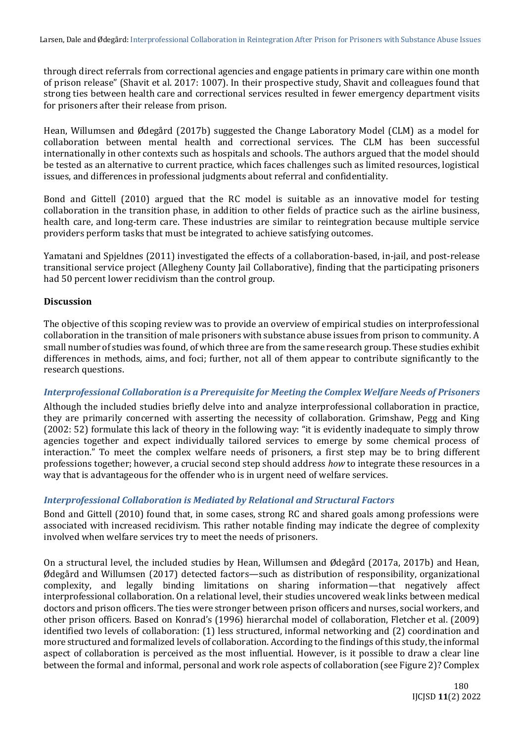through direct referrals from correctional agencies and engage patients in primary care within one month of prison release" (Shavit et al. 2017: 1007). In their prospective study, Shavit and colleagues found that strong ties between health care and correctional services resulted in fewer emergency department visits for prisoners after their release from prison.

Hean, Willumsen and Ødegård (2017b) suggested the Change Laboratory Model (CLM) as a model for collaboration between mental health and correctional services. The CLM has been successful internationally in other contexts such as hospitals and schools. The authors argued that the model should be tested as an alternative to current practice, which faces challenges such as limited resources, logistical issues, and differences in professional judgments about referral and confidentiality.

Bond and Gittell (2010) argued that the RC model is suitable as an innovative model for testing collaboration in the transition phase, in addition to other fields of practice such as the airline business, health care, and long-term care. These industries are similar to reintegration because multiple service providers perform tasks that must be integrated to achieve satisfying outcomes.

Yamatani and Spjeldnes (2011) investigated the effects of a collaboration-based, in-jail, and post-release transitional service project (Allegheny County Jail Collaborative), finding that the participating prisoners had 50 percent lower recidivism than the control group.

## Discussion

The objective of this scoping review was to provide an overview of empirical studies on interprofessional collaboration in the transition of male prisoners with substance abuse issues from prison to community. A small number of studies was found, of which three are from the same research group. These studies exhibit differences in methods, aims, and foci; further, not all of them appear to contribute significantly to the research questions.

### *Interprofessional Collaboration is a Prerequisite for Meeting the Complex Welfare Needs of Prisoners*

Although the included studies briefly delve into and analyze interprofessional collaboration in practice, they are primarily concerned with asserting the necessity of collaboration. Grimshaw, Pegg and King (2002: 52) formulate this lack of theory in the following way: "it is evidently inadequate to simply throw agencies together and expect individually tailored services to emerge by some chemical process of interaction." To meet the complex welfare needs of prisoners, a first step may be to bring different professions together; however, a crucial second step should address *how* to integrate these resources in a way that is advantageous for the offender who is in urgent need of welfare services.

### *Interprofessional Collaboration is Mediated by Relational and Structural Factors*

Bond and Gittell (2010) found that, in some cases, strong RC and shared goals among professions were associated with increased recidivism. This rather notable finding may indicate the degree of complexity involved when welfare services try to meet the needs of prisoners.

On a structural level, the included studies by Hean, Willumsen and Ødegård (2017a, 2017b) and Hean, Ødegård and Willumsen (2017) detected factors—such as distribution of responsibility, organizational complexity, and legally binding limitations on sharing information—that negatively affect interprofessional collaboration. On a relational level, their studies uncovered weak links between medical doctors and prison officers. The ties were stronger between prison officers and nurses, social workers, and other prison officers. Based on Konrad's (1996) hierarchal model of collaboration, Fletcher et al. (2009) identified two levels of collaboration: (1) less structured, informal networking and (2) coordination and more structured and formalized levels of collaboration. According to the findings of this study, the informal aspect of collaboration is perceived as the most influential. However, is it possible to draw a clear line between the formal and informal, personal and work role aspects of collaboration (see Figure 2)? Complex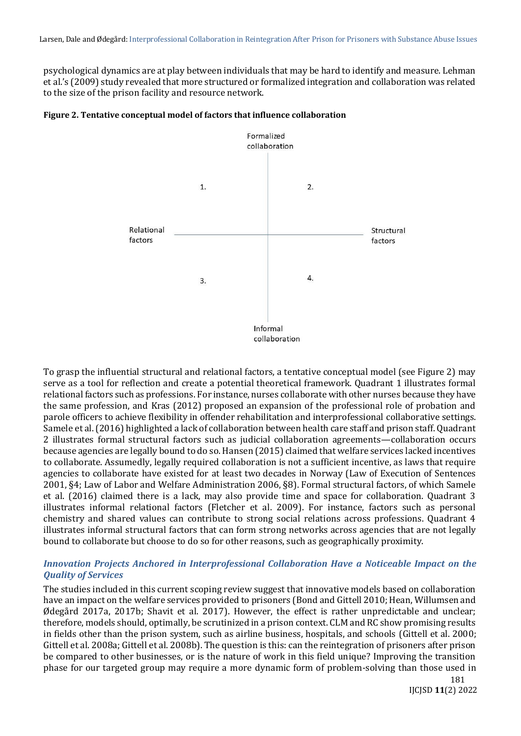psychological dynamics are at play between individuals that may be hard to identify and measure. Lehman et al.'s (2009) study revealed that more structured or formalized integration and collaboration was related to the size of the prison facility and resource network.

**Figure 2. Tentative conceptual model of factors that influence collaboration**

Formalized collaboration

1. 2.

Relational factors — Structural factors

3. 4.

Informal collaboration

To grasp the influential structural and relational factors, a tentative conceptual model (see Figure 2) may serve as a tool for reflection and create a potential theoretical framework. Quadrant 1 illustrates formal relational factors such as professions. For instance, nurses collaborate with other nurses because they have the same profession, and Kras (2012) proposed an expansion of the professional role of probation and parole officers to achieve flexibility in offender rehabilitation and interprofessional collaborative settings. Samele et al. (2016) highlighted a lack of collaboration between health care staff and prison staff. Quadrant 2 illustrates formal structural factors such as judicial collaboration agreements—collaboration occurs because agencies are legally bound to do so. Hansen (2015) claimed that welfare services lacked incentives to collaborate. Assumedly, legally required collaboration is not a sufficient incentive, as laws that require agencies to collaborate have existed for at least two decades in Norway (Law of Execution of Sentences 2001, §4; Law of Labor and Welfare Administration 2006, §8). Formal structural factors, of which Samele et al. (2016) claimed there is a lack, may also provide time and space for collaboration. Quadrant 3 illustrates informal relational factors (Fletcher et al. 2009). For instance, factors such as personal chemistry and shared values can contribute to strong social relations across professions. Quadrant 4 illustrates informal structural factors that can form strong networks across agencies that are not legally bound to collaborate but choose to do so for other reasons, such as geographically proximity.

### *Innovation Projects Anchored in Interprofessional Collaboration Have a Noticeable Impact on the Quality of Services*

The studies included in this current scoping review suggest that innovative models based on collaboration have an impact on the welfare services provided to prisoners (Bond and Gittell 2010; Hean, Willumsen and Ødegård 2017a, 2017b; Shavit et al. 2017). However, the effect is rather unpredictable and unclear; therefore, models should, optimally, be scrutinized in a prison context. CLM and RC show promising results in fields other than the prison system, such as airline business, hospitals, and schools (Gittell et al. 2000; Gittell et al. 2008a; Gittell et al. 2008b). The question is this: can the reintegration of prisoners after prison be compared to other businesses, or is the nature of work in this field unique? Improving the transition phase for our targeted group may require a more dynamic form of problem-solving than those used in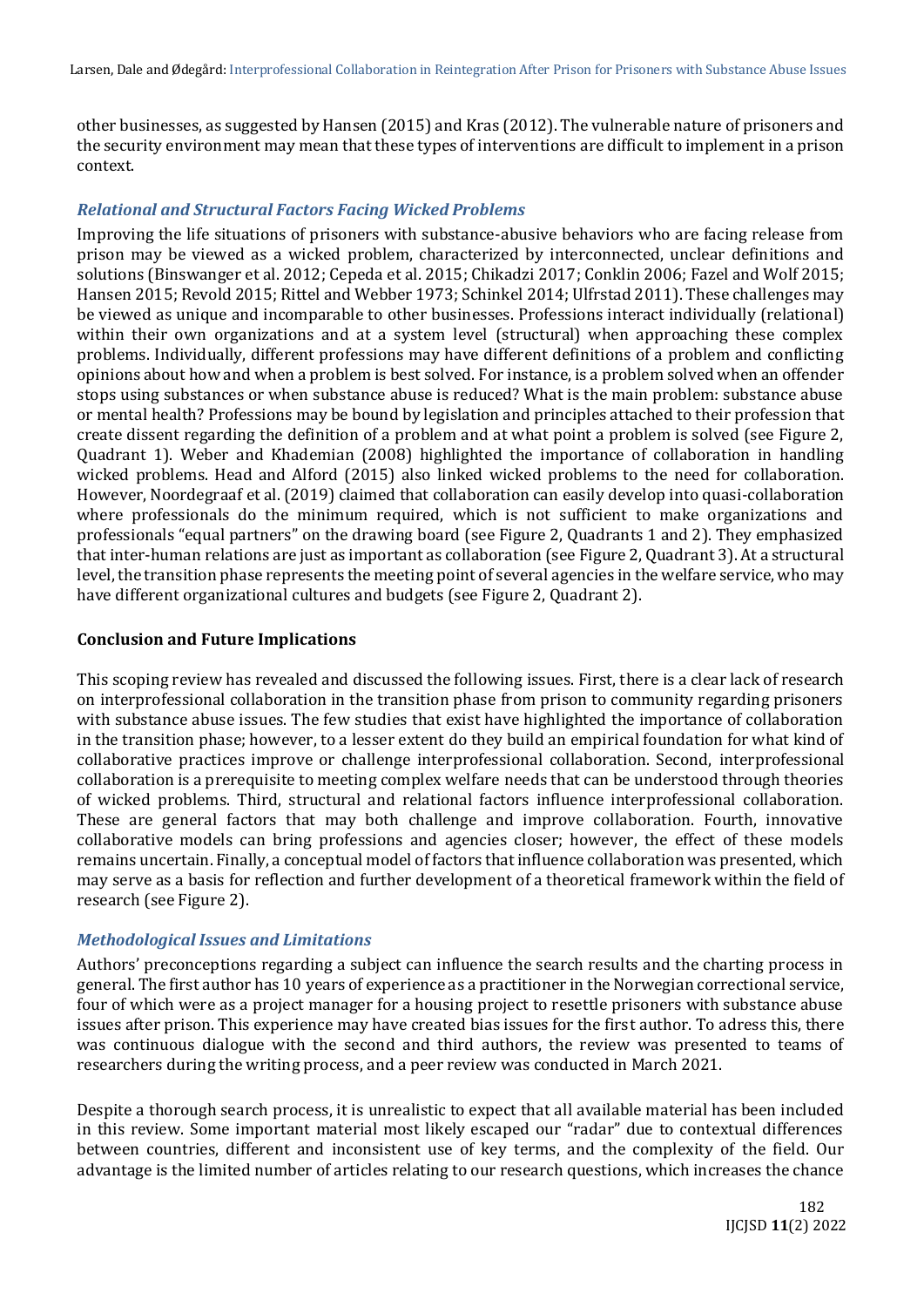other businesses, as suggested by Hansen (2015) and Kras (2012). The vulnerable nature of prisoners and the security environment may mean that these types of interventions are difficult to implement in a prison context.

### *Relational and Structural Factors Facing Wicked Problems*

Improving the life situations of prisoners with substance-abusive behaviors who are facing release from prison may be viewed as a wicked problem, characterized by interconnected, unclear definitions and solutions (Binswanger et al. 2012; Cepeda et al. 2015; Chikadzi 2017; Conklin 2006; Fazel and Wolf 2015; Hansen 2015; Revold 2015; Rittel and Webber 1973; Schinkel 2014; Ulfrstad 2011). These challenges may be viewed as unique and incomparable to other businesses. Professions interact individually (relational) within their own organizations and at a system level (structural) when approaching these complex problems. Individually, different professions may have different definitions of a problem and conflicting opinions about how and when a problem is best solved. For instance, is a problem solved when an offender stops using substances or when substance abuse is reduced? What is the main problem: substance abuse or mental health? Professions may be bound by legislation and principles attached to their profession that create dissent regarding the definition of a problem and at what point a problem is solved (see Figure 2, Quadrant 1). Weber and Khademian (2008) highlighted the importance of collaboration in handling wicked problems. Head and Alford (2015) also linked wicked problems to the need for collaboration. However, Noordegraaf et al. (2019) claimed that collaboration can easily develop into quasi-collaboration where professionals do the minimum required, which is not sufficient to make organizations and professionals "equal partners" on the drawing board (see Figure 2, Quadrants 1 and 2). They emphasized that inter-human relations are just as important as collaboration (see Figure 2, Quadrant 3). At a structural level, the transition phase represents the meeting point of several agencies in the welfare service, who may have different organizational cultures and budgets (see Figure 2, Quadrant 2).

## Conclusion and Future Implications

This scoping review has revealed and discussed the following issues. First, there is a clear lack of research on interprofessional collaboration in the transition phase from prison to community regarding prisoners with substance abuse issues. The few studies that exist have highlighted the importance of collaboration in the transition phase; however, to a lesser extent do they build an empirical foundation for what kind of collaborative practices improve or challenge interprofessional collaboration. Second, interprofessional collaboration is a prerequisite to meeting complex welfare needs that can be understood through theories of wicked problems. Third, structural and relational factors influence interprofessional collaboration. These are general factors that may both challenge and improve collaboration. Fourth, innovative collaborative models can bring professions and agencies closer; however, the effect of these models remains uncertain. Finally, a conceptual model of factors that influence collaboration was presented, which may serve as a basis for reflection and further development of a theoretical framework within the field of research (see Figure 2).

### *Methodological Issues and Limitations*

Authors' preconceptions regarding a subject can influence the search results and the charting process in general. The first author has 10 years of experience as a practitioner in the Norwegian correctional service, four of which were as a project manager for a housing project to resettle prisoners with substance abuse issues after prison. This experience may have created bias issues for the first author. To adress this, there was continuous dialogue with the second and third authors, the review was presented to teams of researchers during the writing process, and a peer review was conducted in March 2021.

Despite a thorough search process, it is unrealistic to expect that all available material has been included in this review. Some important material most likely escaped our "radar" due to contextual differences between countries, different and inconsistent use of key terms, and the complexity of the field. Our advantage is the limited number of articles relating to our research questions, which increases the chance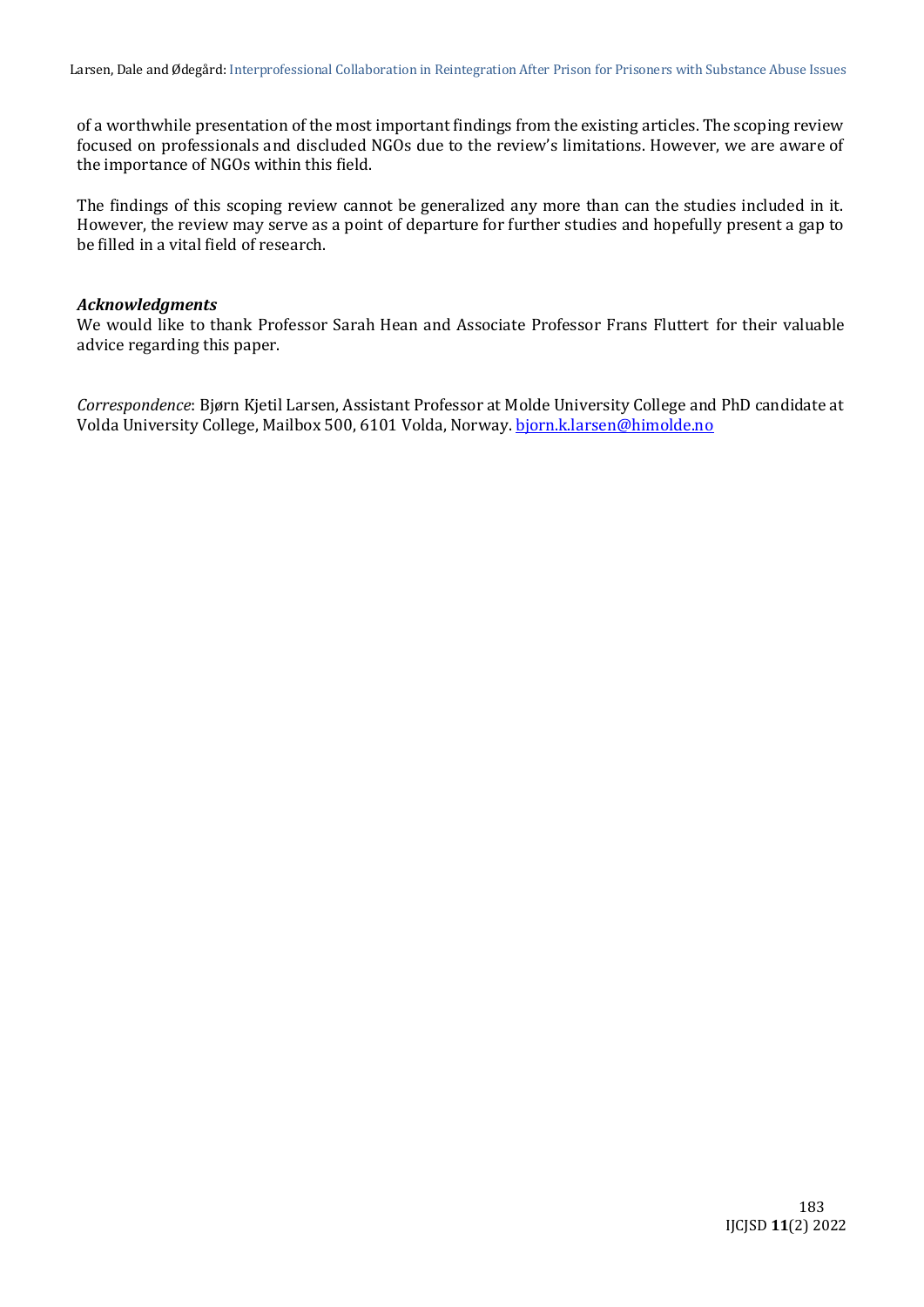of a worthwhile presentation of the most important findings from the existing articles. The scoping review focused on professionals and discluded NGOs due to the review's limitations. However, we are aware of the importance of NGOs within this field.

The findings of this scoping review cannot be generalized any more than can the studies included in it. However, the review may serve as a point of departure for further studies and hopefully present a gap to be filled in a vital field of research.

### *Acknowledgments*

We would like to thank Professor Sarah Hean and Associate Professor Frans Fluttert for their valuable advice regarding this paper.

*Correspondence*: Bjørn Kjetil Larsen, Assistant Professor at Molde University College and PhD candidate at Volda University College, Mailbox 500, 6101 Volda, Norway. bjorn.k.larsen@himolde.no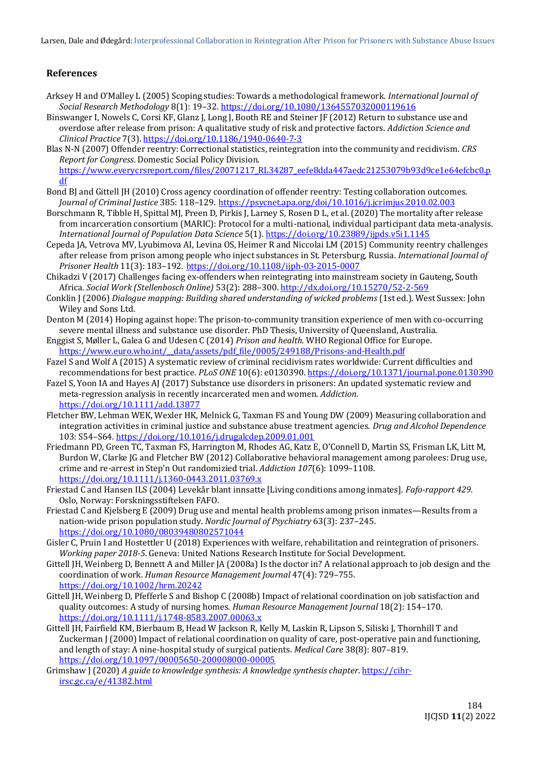## References

Arksey H and O'Malley L (2005) Scoping studies: Towards a methodological framework. *International Journal of Social Research Methodology* 8(1): 19–32. https://doi.org/10.1080/1364557032000119616

Binswanger I, Nowels C, Corsi KF, Glanz J, Long J, Booth RE and Steiner JF (2012) Return to substance use and overdose after release from prison: A qualitative study of risk and protective factors. *Addiction Science and Clinical Practice* 7(3). https://doi.org/10.1186/1940-0640-7-3

Blas N-N (2007) Offender reentry: Correctional statistics, reintegration into the community and recidivism. *CRS Report for Congress*. Domestic Social Policy Division. https://www.everycrsreport.com/files/20071217_RL34287_eefe8dda447aedc21253079b93d9ce1e64efcbc0.pdf

Bond BJ and Gittell JH (2010) Cross agency coordination of offender reentry: Testing collaboration outcomes. *Journal of Criminal Justice* 385: 118–129. https://psycnet.apa.org/doi/10.1016/j.jcrimjus.2010.02.003

Borschmann R, Tibble H, Spittal MJ, Preen D, Pirkis J, Larney S, Rosen D L, et al. (2020) The mortality after release from incarceration consortium (MARIC): Protocol for a multi-national, individual participant data meta-analysis. *International Journal of Population Data Science* 5(1). https://doi.org/10.23889/ijpds.v5i1.1145

Cepeda JA, Vetrova MV, Lyubimova AI, Levina OS, Heimer R and Niccolai LM (2015) Community reentry challenges after release from prison among people who inject substances in St. Petersburg, Russia. *International Journal of Prisoner Health* 11(3): 183–192. https://doi.org/10.1108/ijph-03-2015-0007

Chikadzi V (2017) Challenges facing ex-offenders when reintegrating into mainstream society in Gauteng, South Africa. *Social Work (Stellenbosch Online)* 53(2): 288–300. http://dx.doi.org/10.15270/52-2-569

Conklin J (2006) *Dialogue mapping: Building shared understanding of wicked problems* (1st ed.). West Sussex: John Wiley and Sons Ltd.

Denton M (2014) Hoping against hope: The prison-to-community transition experience of men with co-occurring severe mental illness and substance use disorder. PhD Thesis, University of Queensland, Australia.

Enggist S, Møller L, Galea G and Udesen C (2014) *Prison and health*. WHO Regional Office for Europe. https://www.euro.who.int/__data/assets/pdf_file/0005/249188/Prisons-and-Health.pdf

Fazel S and Wolf A (2015) A systematic review of criminal recidivism rates worldwide: Current difficulties and recommendations for best practice. *PLoS ONE* 10(6): e0130390. https://doi.org/10.1371/journal.pone.0130390

Fazel S, Yoon IA and Hayes AJ (2017) Substance use disorders in prisoners: An updated systematic review and meta-regression analysis in recently incarcerated men and women. *Addiction.* https://doi.org/10.1111/add.13877

Fletcher BW, Lehman WEK, Wexler HK, Melnick G, Taxman FS and Young DW (2009) Measuring collaboration and integration activities in criminal justice and substance abuse treatment agencies. *Drug and Alcohol Dependence* 103: S54–S64. https://doi.org/10.1016/j.drugalcdep.2009.01.001

Friedmann PD, Green TC, Taxman FS, Harrington M, Rhodes AG, Katz E, O'Connell D, Martin SS, Frisman LK, Litt M, Burdon W, Clarke JG and Fletcher BW (2012) Collaborative behavioral management among parolees: Drug use, crime and re-arrest in Step'n Out randomizied trial. *Addiction 107*(6): 1099–1108. https://doi.org/10.1111/j.1360-0443.2011.03769.x

Friestad C and Hansen ILS (2004) Levekår blant innsatte [Living conditions among inmates]. *Fafo-rapport 429*. Oslo, Norway: Forskningsstiftelsen FAFO.

Friestad C and Kjelsberg E (2009) Drug use and mental health problems among prison inmates—Results from a nation-wide prison population study. *Nordic Journal of Psychiatry* 63(3): 237–245. https://doi.org/10.1080/08039480802571044

Gisler C, Pruin I and Hostettler U (2018) Experiences with welfare, rehabilitation and reintegration of prisoners. *Working paper 2018-5*. Geneva: United Nations Research Institute for Social Development.

Gittell JH, Weinberg D, Bennett A and Miller JA (2008a) Is the doctor in? A relational approach to job design and the coordination of work. *Human Resource Management Journal* 47(4): 729–755. https://doi.org/10.1002/hrm.20242

Gittell JH, Weinberg D, Pfefferle S and Bishop C (2008b) Impact of relational coordination on job satisfaction and quality outcomes: A study of nursing homes. *Human Resource Management Journal* 18(2): 154–170. https://doi.org/10.1111/j.1748-8583.2007.00063.x

Gittell JH, Fairfield KM, Bierbaum B, Head W Jackson R, Kelly M, Laskin R, Lipson S, Siliski J, Thornhill T and Zuckerman J (2000) Impact of relational coordination on quality of care, post-operative pain and functioning, and length of stay: A nine-hospital study of surgical patients. *Medical Care* 38(8): 807–819. https://doi.org/10.1097/00005650-200008000-00005

Grimshaw J (2020) *A guide to knowledge synthesis: A knowledge synthesis chapter*. https://cihr-irsc.gc.ca/e/41382.html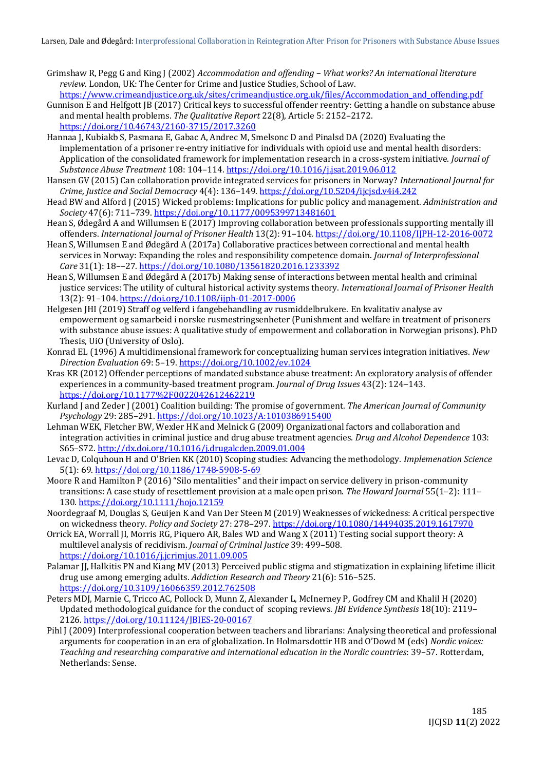Grimshaw R, Pegg G and King J (2002) *Accommodation and offending – What works? An international literature review*. London, UK: The Center for Crime and Justice Studies, School of Law. https://www.crimeandjustice.org.uk/sites/crimeandjustice.org.uk/files/Accommodation_and_offending.pdf

Gunnison E and Helfgott JB (2017) Critical keys to successful offender reentry: Getting a handle on substance abuse and mental health problems. *The Qualitative Report* 22(8), Article 5: 2152–2172. https://doi.org/10.46743/2160-3715/2017.3260

Hannaa J, Kubiakb S, Pasmana E, Gabac A, Andrec M, Smelsonc D and Pinalsd DA (2020) Evaluating the implementation of a prisoner re-entry initiative for individuals with opioid use and mental health disorders: Application of the consolidated framework for implementation research in a cross-system initiative. *Journal of Substance Abuse Treatment* 108: 104–114. https://doi.org/10.1016/j.jsat.2019.06.012

Hansen GV (2015) Can collaboration provide integrated services for prisoners in Norway? *International Journal for Crime, Justice and Social Democracy* 4(4): 136–149. https://doi.org/10.5204/ijcjsd.v4i4.242

Head BW and Alford J (2015) Wicked problems: Implications for public policy and management. *Administration and Society* 47(6): 711–739. https://doi.org/10.1177/0095399713481601

Hean S, Ødegård A and Willumsen E (2017) Improving collaboration between professionals supporting mentally ill offenders. *International Journal of Prisoner Health* 13(2): 91–104. https://doi.org/10.1108/IJPH-12-2016-0072

Hean S, Willumsen E and Ødegård A (2017a) Collaborative practices between correctional and mental health services in Norway: Expanding the roles and responsibility competence domain. *Journal of Interprofessional Care* 31(1): 18––27. https://doi.org/10.1080/13561820.2016.1233392

Hean S, Willumsen E and Ødegård A (2017b) Making sense of interactions between mental health and criminal justice services: The utility of cultural historical activity systems theory. *International Journal of Prisoner Health* 13(2): 91–104. https://doi.org/10.1108/ijph-01-2017-0006

Helgesen JHI (2019) Straff og velferd i fangebehandling av rusmiddelbrukere. En kvalitativ analyse av empowerment og samarbeid i norske rusmestringsenheter (Punishment and welfare in treatment of prisoners with substance abuse issues: A qualitative study of empowerment and collaboration in Norwegian prisons). PhD Thesis, UiO (University of Oslo).

Konrad EL (1996) A multidimensional framework for conceptualizing human services integration initiatives. *New Direction Evaluation* 69: 5–19. https://doi.org/10.1002/ev.1024

Kras KR (2012) Offender perceptions of mandated substance abuse treatment: An exploratory analysis of offender experiences in a community-based treatment program. *Journal of Drug Issues* 43(2): 124–143. https://doi.org/10.1177%2F0022042612462219

Kurland J and Zeder J (2001) Coalition building: The promise of government. *The American Journal of Community Psychology* 29: 285–291. https://doi.org/10.1023/A:1010386915400

Lehman WEK, Fletcher BW, Wexler HK and Melnick G (2009) Organizational factors and collaboration and integration activities in criminal justice and drug abuse treatment agencies. *Drug and Alcohol Dependence* 103: S65–S72. http://dx.doi.org/10.1016/j.drugalcdep.2009.01.004

Levac D, Colquhoun H and O'Brien KK (2010) Scoping studies: Advancing the methodology. *Implemenation Science* 5(1): 69. https://doi.org/10.1186/1748-5908-5-69

Moore R and Hamilton P (2016) "Silo mentalities" and their impact on service delivery in prison-community transitions: A case study of resettlement provision at a male open prison. *The Howard Journal* 55(1–2): 111–130. https://doi.org/10.1111/hojo.12159

Noordegraaf M, Douglas S, Geuijen K and Van Der Steen M (2019) Weaknesses of wickedness: A critical perspective on wickedness theory. *Policy and Society* 27: 278–297. https://doi.org/10.1080/14494035.2019.1617970

Orrick EA, Worrall JI, Morris RG, Piquero AR, Bales WD and Wang X (2011) Testing social support theory: A multilevel analysis of recidivism. *Journal of Criminal Justice* 39: 499–508. https://doi.org/10.1016/j.jcrimjus.2011.09.005

Palamar JJ, Halkitis PN and Kiang MV (2013) Perceived public stigma and stigmatization in explaining lifetime illicit drug use among emerging adults. *Addiction Research and Theory* 21(6): 516–525. https://doi.org/10.3109/16066359.2012.762508

Peters MDJ, Marnie C, Tricco AC, Pollock D, Munn Z, Alexander L, McInerney P, Godfrey CM and Khalil H (2020) Updated methodological guidance for the conduct of scoping reviews. *JBI Evidence Synthesis* 18(10): 2119–2126. https://doi.org/10.11124/JBIES-20-00167

Pihl J (2009) Interprofessional cooperation between teachers and librarians: Analysing theoretical and professional arguments for cooperation in an era of globalization. In Holmarsdottir HB and O'Dowd M (eds) *Nordic voices: Teaching and researching comparative and international education in the Nordic countries*: 39–57. Rotterdam, Netherlands: Sense.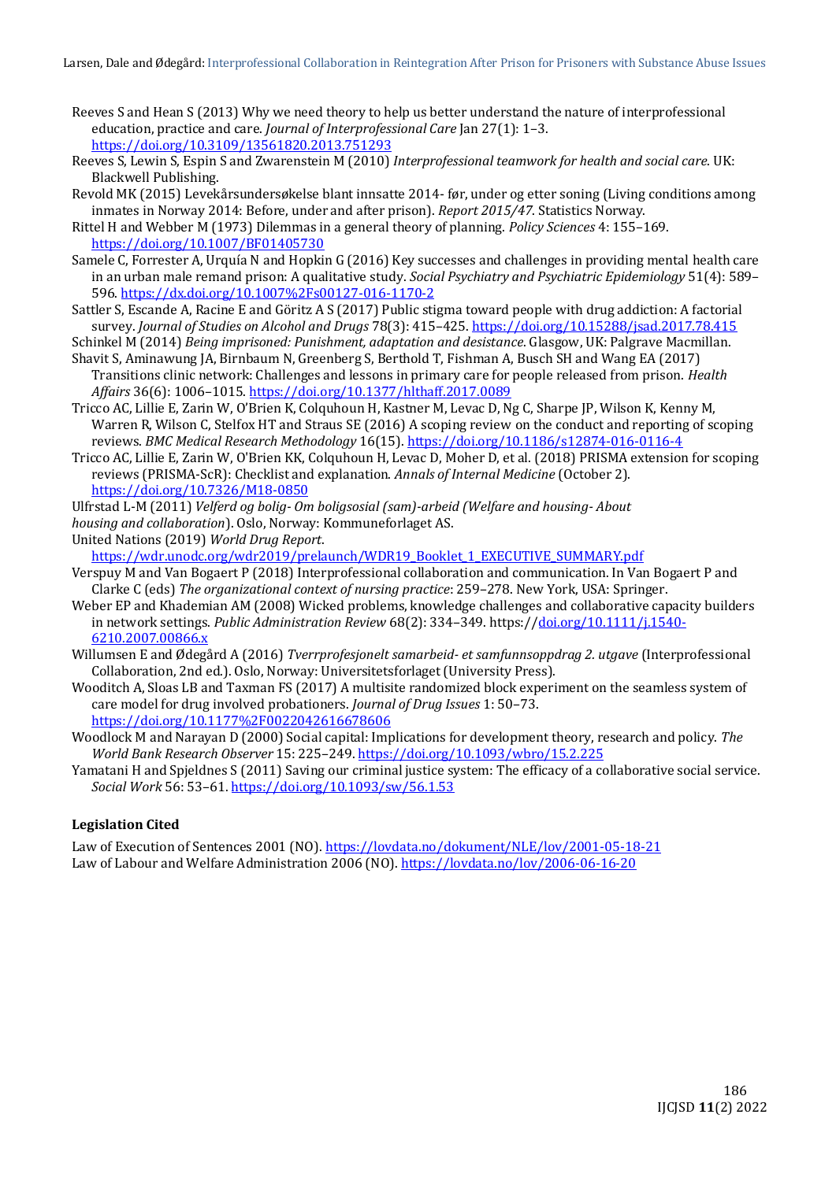Reeves S and Hean S (2013) Why we need theory to help us better understand the nature of interprofessional education, practice and care. *Journal of Interprofessional Care* Jan 27(1): 1–3. https://doi.org/10.3109/13561820.2013.751293

Reeves S, Lewin S, Espin S and Zwarenstein M (2010) *Interprofessional teamwork for health and social care*. UK: Blackwell Publishing.

Revold MK (2015) Levekårsundersøkelse blant innsatte 2014- før, under og etter soning (Living conditions among inmates in Norway 2014: Before, under and after prison). *Report 2015/47*. Statistics Norway.

Rittel H and Webber M (1973) Dilemmas in a general theory of planning. *Policy Sciences* 4: 155–169. https://doi.org/10.1007/BF01405730

Samele C, Forrester A, Urquía N and Hopkin G (2016) Key successes and challenges in providing mental health care in an urban male remand prison: A qualitative study. *Social Psychiatry and Psychiatric Epidemiology* 51(4): 589–596. https://dx.doi.org/10.1007%2Fs00127-016-1170-2

Sattler S, Escande A, Racine E and Göritz A S (2017) Public stigma toward people with drug addiction: A factorial survey. *Journal of Studies on Alcohol and Drugs* 78(3): 415–425. https://doi.org/10.15288/jsad.2017.78.415

Schinkel M (2014) *Being imprisoned: Punishment, adaptation and desistance*. Glasgow, UK: Palgrave Macmillan.

Shavit S, Aminawung JA, Birnbaum N, Greenberg S, Berthold T, Fishman A, Busch SH and Wang EA (2017) Transitions clinic network: Challenges and lessons in primary care for people released from prison. *Health Affairs* 36(6): 1006–1015. https://doi.org/10.1377/hlthaff.2017.0089

Tricco AC, Lillie E, Zarin W, O'Brien K, Colquhoun H, Kastner M, Levac D, Ng C, Sharpe JP, Wilson K, Kenny M, Warren R, Wilson C, Stelfox HT and Straus SE (2016) A scoping review on the conduct and reporting of scoping reviews. *BMC Medical Research Methodology* 16(15). https://doi.org/10.1186/s12874-016-0116-4

Tricco AC, Lillie E, Zarin W, O'Brien KK, Colquhoun H, Levac D, Moher D, et al. (2018) PRISMA extension for scoping reviews (PRISMA-ScR): Checklist and explanation. *Annals of Internal Medicine* (October 2). https://doi.org/10.7326/M18-0850

Ulfrstad L-M (2011) *Velferd og bolig- Om boligsosial (sam)-arbeid (Welfare and housing- About housing and collaboration*). Oslo, Norway: Kommuneforlaget AS.

United Nations (2019) *World Drug Report*. https://wdr.unodc.org/wdr2019/prelaunch/WDR19_Booklet_1_EXECUTIVE_SUMMARY.pdf

Verspuy M and Van Bogaert P (2018) Interprofessional collaboration and communication. In Van Bogaert P and Clarke C (eds) *The organizational context of nursing practice*: 259–278. New York, USA: Springer.

Weber EP and Khademian AM (2008) Wicked problems, knowledge challenges and collaborative capacity builders in network settings. *Public Administration Review* 68(2): 334–349. https://doi.org/10.1111/j.1540-6210.2007.00866.x

Willumsen E and Ødegård A (2016) *Tverrprofesjonelt samarbeid- et samfunnsoppdrag 2. utgave* (Interprofessional Collaboration, 2nd ed.). Oslo, Norway: Universitetsforlaget (University Press).

Wooditch A, Sloas LB and Taxman FS (2017) A multisite randomized block experiment on the seamless system of care model for drug involved probationers. *Journal of Drug Issues* 1: 50–73. https://doi.org/10.1177%2F0022042616678606

Woodlock M and Narayan D (2000) Social capital: Implications for development theory, research and policy. *The World Bank Research Observer* 15: 225–249. https://doi.org/10.1093/wbro/15.2.225

Yamatani H and Spjeldnes S (2011) Saving our criminal justice system: The efficacy of a collaborative social service. *Social Work* 56: 53–61. https://doi.org/10.1093/sw/56.1.53

### Legislation Cited

Law of Execution of Sentences 2001 (NO). https://lovdata.no/dokument/NLE/lov/2001-05-18-21

Law of Labour and Welfare Administration 2006 (NO). https://lovdata.no/lov/2006-06-16-20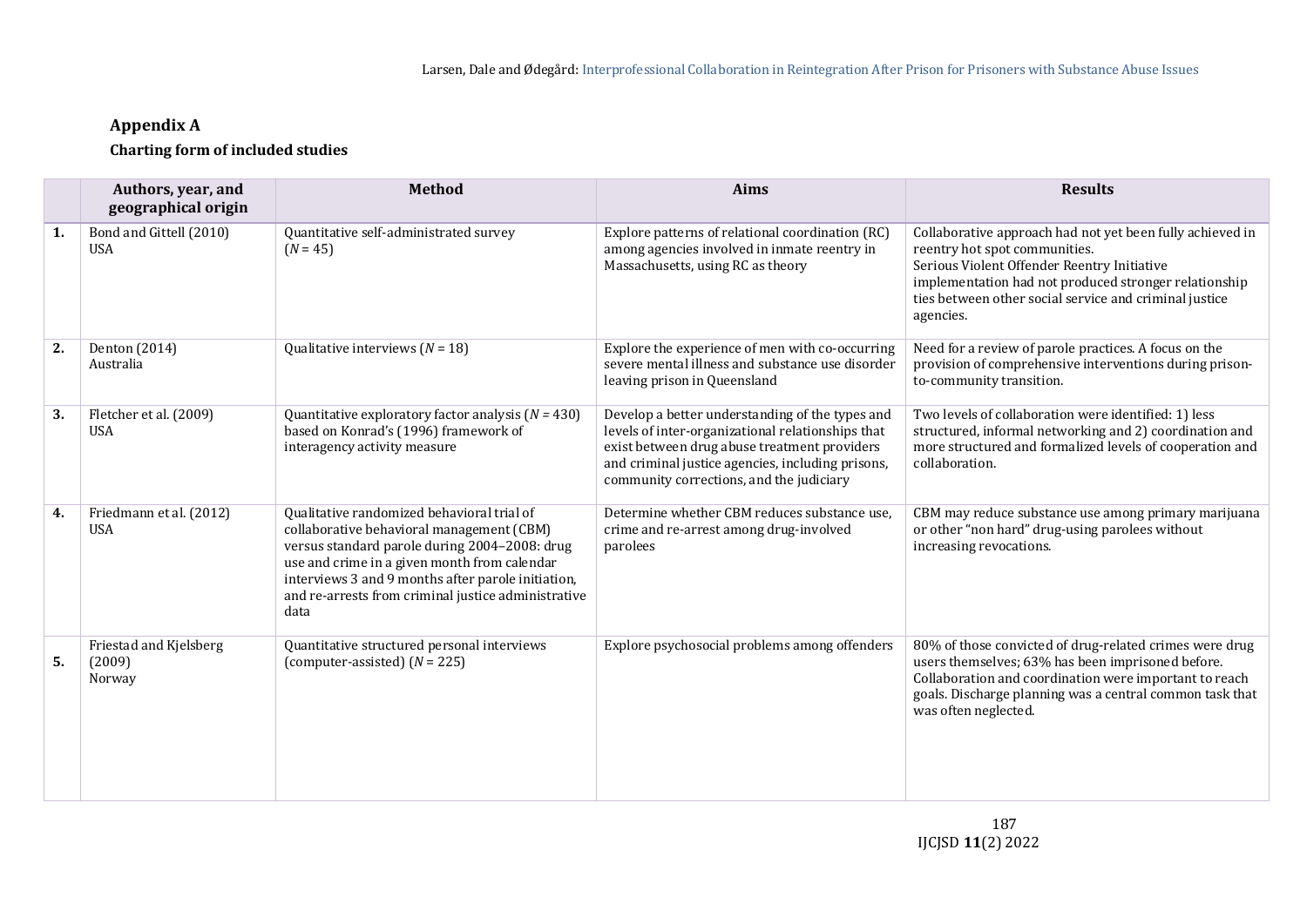## Appendix A

### Charting form of included studies

| | Authors, year, and geographical origin | Method | Aims | Results |
|---|---|---|---|---|
| **1.** | Bond and Gittell (2010) USA | Quantitative self-administrated survey ($N$ = 45) | Explore patterns of relational coordination (RC) among agencies involved in inmate reentry in Massachusetts, using RC as theory | Collaborative approach had not yet been fully achieved in reentry hot spot communities. Serious Violent Offender Reentry Initiative implementation had not produced stronger relationship ties between other social service and criminal justice agencies. |
| **2.** | Denton (2014) Australia | Qualitative interviews ($N$ = 18) | Explore the experience of men with co-occurring severe mental illness and substance use disorder leaving prison in Queensland | Need for a review of parole practices. A focus on the provision of comprehensive interventions during prison-to-community transition. |
| **3.** | Fletcher et al. (2009) USA | Quantitative exploratory factor analysis ($N$ = 430) based on Konrad's (1996) framework of interagency activity measure | Develop a better understanding of the types and levels of inter-organizational relationships that exist between drug abuse treatment providers and criminal justice agencies, including prisons, community corrections, and the judiciary | Two levels of collaboration were identified: 1) less structured, informal networking and 2) coordination and more structured and formalized levels of cooperation and collaboration. |
| **4.** | Friedmann et al. (2012) USA | Qualitative randomized behavioral trial of collaborative behavioral management (CBM) versus standard parole during 2004–2008: drug use and crime in a given month from calendar interviews 3 and 9 months after parole initiation, and re-arrests from criminal justice administrative data | Determine whether CBM reduces substance use, crime and re-arrest among drug-involved parolees | CBM may reduce substance use among primary marijuana or other "non hard" drug-using parolees without increasing revocations. |
| **5.** | Friestad and Kjelsberg (2009) Norway | Quantitative structured personal interviews (computer-assisted) ($N$ = 225) | Explore psychosocial problems among offenders | 80% of those convicted of drug-related crimes were drug users themselves; 63% has been imprisoned before. Collaboration and coordination were important to reach goals. Discharge planning was a central common task that was often neglected. |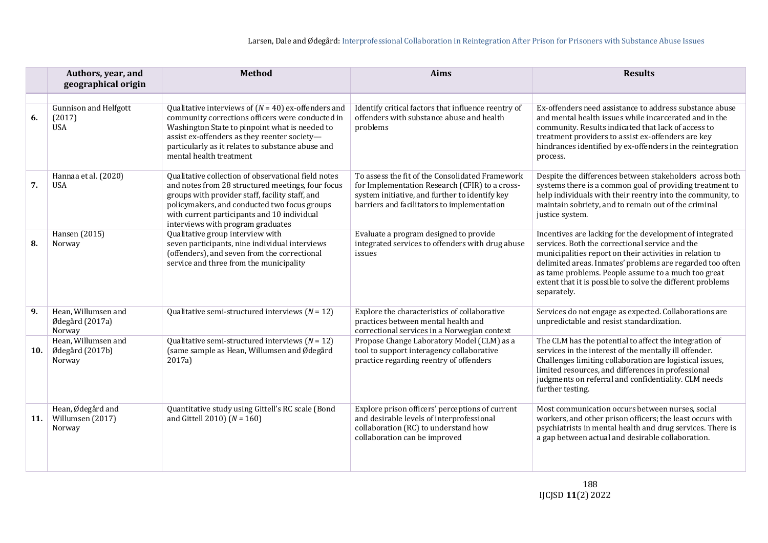| | Authors, year, and geographical origin | Method | Aims | Results |
|---|---|---|---|---|
| | | | | |
| **6.** | Gunnison and Helfgott (2017) USA | Qualitative interviews of ($N$ = 40) ex-offenders and community corrections officers were conducted in Washington State to pinpoint what is needed to assist ex-offenders as they reenter society—particularly as it relates to substance abuse and mental health treatment | Identify critical factors that influence reentry of offenders with substance abuse and health problems | Ex-offenders need assistance to address substance abuse and mental health issues while incarcerated and in the community. Results indicated that lack of access to treatment providers to assist ex-offenders are key hindrances identified by ex-offenders in the reintegration process. |
| **7.** | Hannaa et al. (2020) USA | Qualitative collection of observational field notes and notes from 28 structured meetings, four focus groups with provider staff, facility staff, and policymakers, and conducted two focus groups with current participants and 10 individual interviews with program graduates | To assess the fit of the Consolidated Framework for Implementation Research (CFIR) to a cross-system initiative, and further to identify key barriers and facilitators to implementation | Despite the differences between stakeholders across both systems there is a common goal of providing treatment to help individuals with their reentry into the community, to maintain sobriety, and to remain out of the criminal justice system. |
| **8.** | Hansen (2015) Norway | Qualitative group interview with seven participants, nine individual interviews (offenders), and seven from the correctional service and three from the municipality | Evaluate a program designed to provide integrated services to offenders with drug abuse issues | Incentives are lacking for the development of integrated services. Both the correctional service and the municipalities report on their activities in relation to delimited areas. Inmates' problems are regarded too often as tame problems. People assume to a much too great extent that it is possible to solve the different problems separately. |
| **9.** | Hean, Willumsen and Ødegård (2017a) Norway | Qualitative semi-structured interviews ($N$ = 12) | Explore the characteristics of collaborative practices between mental health and correctional services in a Norwegian context | Services do not engage as expected. Collaborations are unpredictable and resist standardization. |
| **10.** | Hean, Willumsen and Ødegård (2017b) Norway | Qualitative semi-structured interviews ($N$ = 12) (same sample as Hean, Willumsen and Ødegård 2017a) | Propose Change Laboratory Model (CLM) as a tool to support interagency collaborative practice regarding reentry of offenders | The CLM has the potential to affect the integration of services in the interest of the mentally ill offender. Challenges limiting collaboration are logistical issues, limited resources, and differences in professional judgments on referral and confidentiality. CLM needs further testing. |
| **11.** | Hean, Ødegård and Willumsen (2017) Norway | Quantitative study using Gittell's RC scale (Bond and Gittell 2010) ($N$ = 160) | Explore prison officers' perceptions of current and desirable levels of interprofessional collaboration (RC) to understand how collaboration can be improved | Most communication occurs between nurses, social workers, and other prison officers; the least occurs with psychiatrists in mental health and drug services. There is a gap between actual and desirable collaboration. |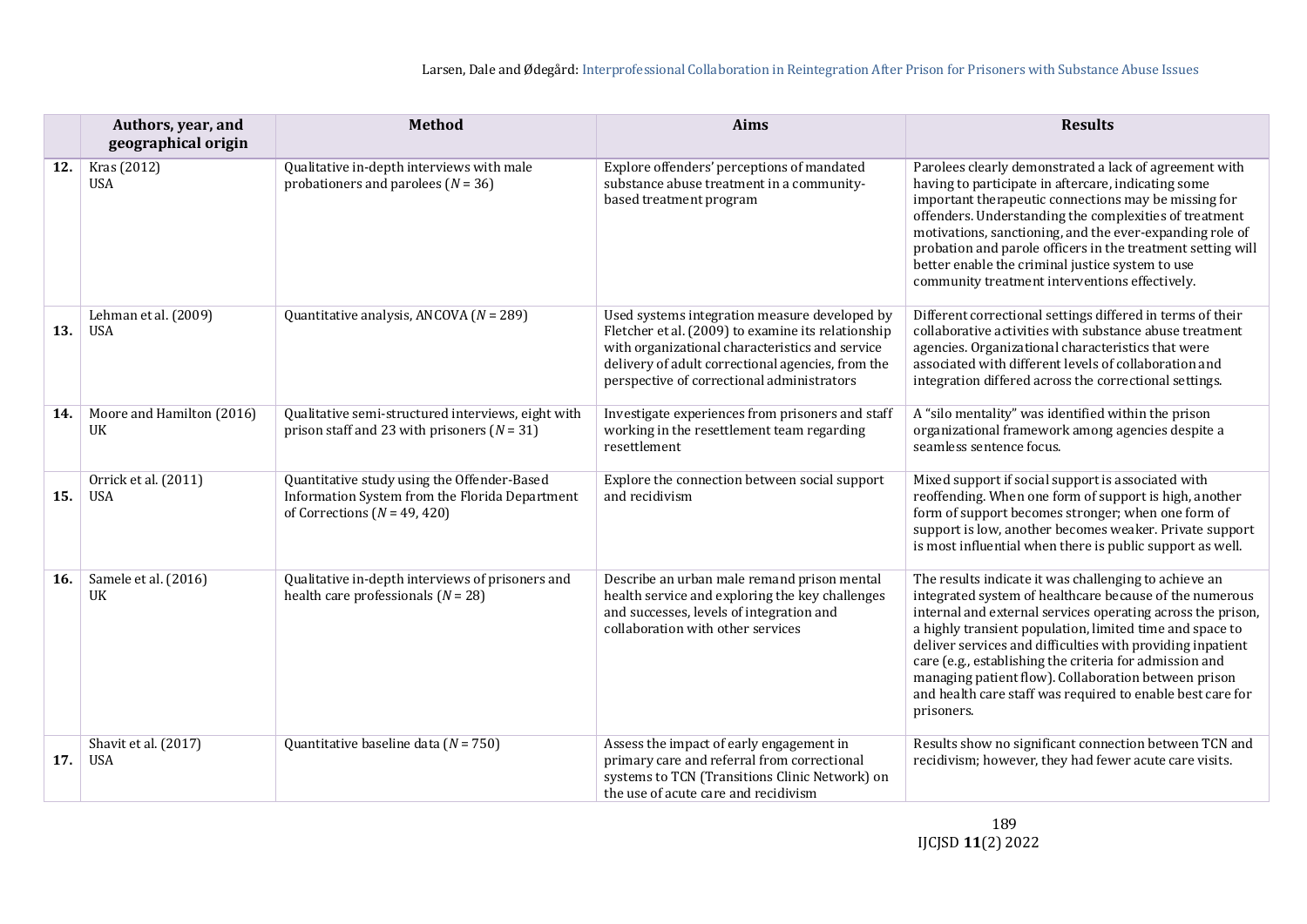| | Authors, year, and geographical origin | Method | Aims | Results |
|---|---|---|---|---|
| **12.** | Kras (2012) USA | Qualitative in-depth interviews with male probationers and parolees ($N$ = 36) | Explore offenders' perceptions of mandated substance abuse treatment in a community-based treatment program | Parolees clearly demonstrated a lack of agreement with having to participate in aftercare, indicating some important therapeutic connections may be missing for offenders. Understanding the complexities of treatment motivations, sanctioning, and the ever-expanding role of probation and parole officers in the treatment setting will better enable the criminal justice system to use community treatment interventions effectively. |
| **13.** | Lehman et al. (2009) USA | Quantitative analysis, ANCOVA ($N$ = 289) | Used systems integration measure developed by Fletcher et al. (2009) to examine its relationship with organizational characteristics and service delivery of adult correctional agencies, from the perspective of correctional administrators | Different correctional settings differed in terms of their collaborative activities with substance abuse treatment agencies. Organizational characteristics that were associated with different levels of collaboration and integration differed across the correctional settings. |
| **14.** | Moore and Hamilton (2016) UK | Qualitative semi-structured interviews, eight with prison staff and 23 with prisoners ($N$ = 31) | Investigate experiences from prisoners and staff working in the resettlement team regarding resettlement | A "silo mentality" was identified within the prison organizational framework among agencies despite a seamless sentence focus. |
| **15.** | Orrick et al. (2011) USA | Quantitative study using the Offender-Based Information System from the Florida Department of Corrections ($N$ = 49, 420) | Explore the connection between social support and recidivism | Mixed support if social support is associated with reoffending. When one form of support is high, another form of support becomes stronger; when one form of support is low, another becomes weaker. Private support is most influential when there is public support as well. |
| **16.** | Samele et al. (2016) UK | Qualitative in-depth interviews of prisoners and health care professionals ($N$ = 28) | Describe an urban male remand prison mental health service and exploring the key challenges and successes, levels of integration and collaboration with other services | The results indicate it was challenging to achieve an integrated system of healthcare because of the numerous internal and external services operating across the prison, a highly transient population, limited time and space to deliver services and difficulties with providing inpatient care (e.g., establishing the criteria for admission and managing patient flow). Collaboration between prison and health care staff was required to enable best care for prisoners. |
| **17.** | Shavit et al. (2017) USA | Quantitative baseline data ($N$ = 750) | Assess the impact of early engagement in primary care and referral from correctional systems to TCN (Transitions Clinic Network) on the use of acute care and recidivism | Results show no significant connection between TCN and recidivism; however, they had fewer acute care visits. |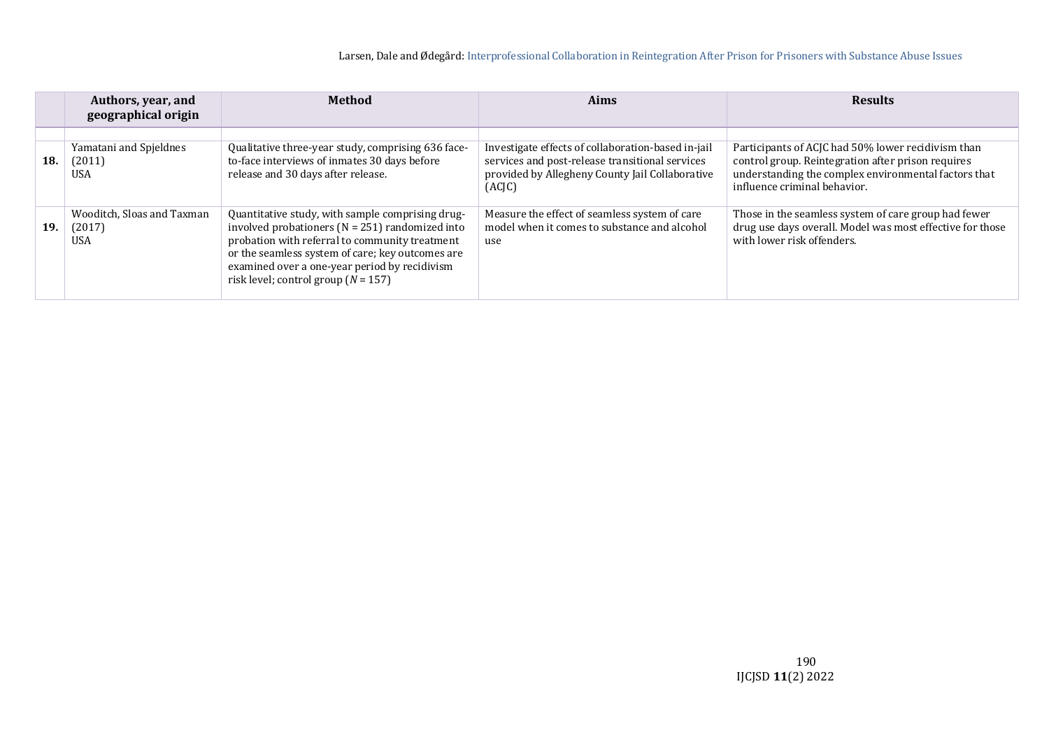| | Authors, year, and geographical origin | Method | Aims | Results |
|---|---|---|---|---|
| | | | | |
| **18.** | Yamatani and Spjeldnes (2011) USA | Qualitative three-year study, comprising 636 face-to-face interviews of inmates 30 days before release and 30 days after release. | Investigate effects of collaboration-based in-jail services and post-release transitional services provided by Allegheny County Jail Collaborative (ACJC) | Participants of ACJC had 50% lower recidivism than control group. Reintegration after prison requires understanding the complex environmental factors that influence criminal behavior. |
| **19.** | Wooditch, Sloas and Taxman (2017) USA | Quantitative study, with sample comprising drug-involved probationers (N = 251) randomized into probation with referral to community treatment or the seamless system of care; key outcomes are examined over a one-year period by recidivism risk level; control group (*N* = 157) | Measure the effect of seamless system of care model when it comes to substance and alcohol use | Those in the seamless system of care group had fewer drug use days overall. Model was most effective for those with lower risk offenders. |